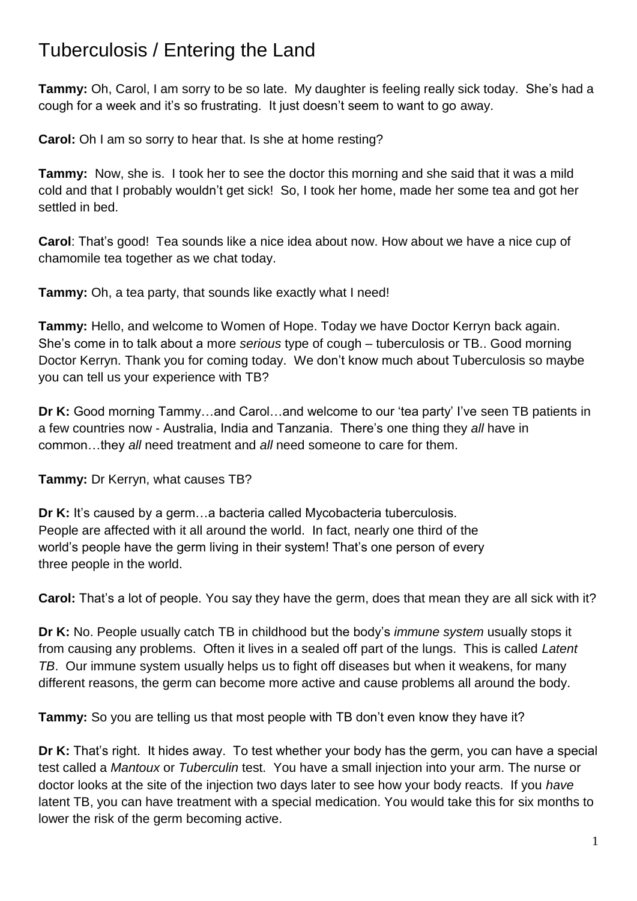# Tuberculosis / Entering the Land

**Tammy:** Oh, Carol, I am sorry to be so late. My daughter is feeling really sick today. She's had a cough for a week and it's so frustrating. It just doesn't seem to want to go away.

**Carol:** Oh I am so sorry to hear that. Is she at home resting?

**Tammy:** Now, she is. I took her to see the doctor this morning and she said that it was a mild cold and that I probably wouldn't get sick! So, I took her home, made her some tea and got her settled in bed.

**Carol**: That's good! Tea sounds like a nice idea about now. How about we have a nice cup of chamomile tea together as we chat today.

**Tammy:** Oh, a tea party, that sounds like exactly what I need!

**Tammy:** Hello, and welcome to Women of Hope. Today we have Doctor Kerryn back again. She's come in to talk about a more *serious* type of cough – tuberculosis or TB.. Good morning Doctor Kerryn. Thank you for coming today. We don't know much about Tuberculosis so maybe you can tell us your experience with TB?

**Dr K:** Good morning Tammy…and Carol…and welcome to our 'tea party' I've seen TB patients in a few countries now - Australia, India and Tanzania. There's one thing they *all* have in common…they *all* need treatment and *all* need someone to care for them.

**Tammy:** Dr Kerryn, what causes TB?

**Dr K:** It's caused by a germ…a bacteria called Mycobacteria tuberculosis. People are affected with it all around the world. In fact, nearly one third of the world's people have the germ living in their system! That's one person of every three people in the world.

**Carol:** That's a lot of people. You say they have the germ, does that mean they are all sick with it?

**Dr K:** No. People usually catch TB in childhood but the body's *immune system* usually stops it from causing any problems. Often it lives in a sealed off part of the lungs. This is called *Latent TB*. Our immune system usually helps us to fight off diseases but when it weakens, for many different reasons, the germ can become more active and cause problems all around the body.

**Tammy:** So you are telling us that most people with TB don't even know they have it?

**Dr K:** That's right. It hides away. To test whether your body has the germ, you can have a special test called a *Mantoux* or *Tuberculin* test. You have a small injection into your arm. The nurse or doctor looks at the site of the injection two days later to see how your body reacts. If you *have* latent TB, you can have treatment with a special medication. You would take this for six months to lower the risk of the germ becoming active.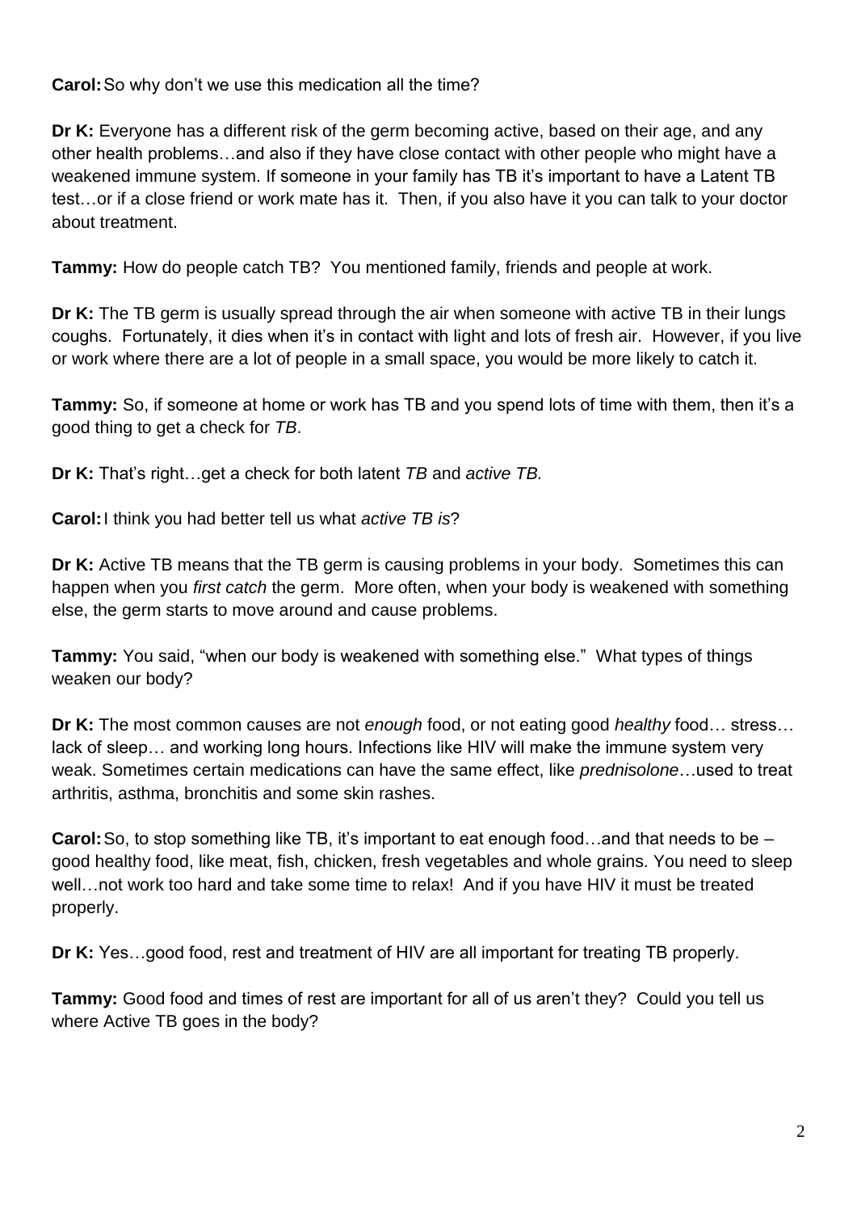**Carol:** So why don't we use this medication all the time?

**Dr K:** Everyone has a different risk of the germ becoming active, based on their age, and any other health problems…and also if they have close contact with other people who might have a weakened immune system. If someone in your family has TB it's important to have a Latent TB test…or if a close friend or work mate has it. Then, if you also have it you can talk to your doctor about treatment.

**Tammy:** How do people catch TB? You mentioned family, friends and people at work.

**Dr K:** The TB germ is usually spread through the air when someone with active TB in their lungs coughs. Fortunately, it dies when it's in contact with light and lots of fresh air. However, if you live or work where there are a lot of people in a small space, you would be more likely to catch it.

**Tammy:** So, if someone at home or work has TB and you spend lots of time with them, then it's a good thing to get a check for *TB*.

**Dr K:** That's right…get a check for both latent *TB* and *active TB.*

**Carol:** I think you had better tell us what *active TB is*?

**Dr K:** Active TB means that the TB germ is causing problems in your body. Sometimes this can happen when you *first catch* the germ. More often, when your body is weakened with something else, the germ starts to move around and cause problems.

**Tammy:** You said, "when our body is weakened with something else." What types of things weaken our body?

**Dr K:** The most common causes are not *enough* food, or not eating good *healthy* food… stress… lack of sleep… and working long hours. Infections like HIV will make the immune system very weak. Sometimes certain medications can have the same effect, like *prednisolone*…used to treat arthritis, asthma, bronchitis and some skin rashes.

**Carol:** So, to stop something like TB, it's important to eat enough food…and that needs to be – good healthy food, like meat, fish, chicken, fresh vegetables and whole grains. You need to sleep well…not work too hard and take some time to relax! And if you have HIV it must be treated properly.

**Dr K:** Yes…good food, rest and treatment of HIV are all important for treating TB properly.

**Tammy:** Good food and times of rest are important for all of us aren't they? Could you tell us where Active TB goes in the body?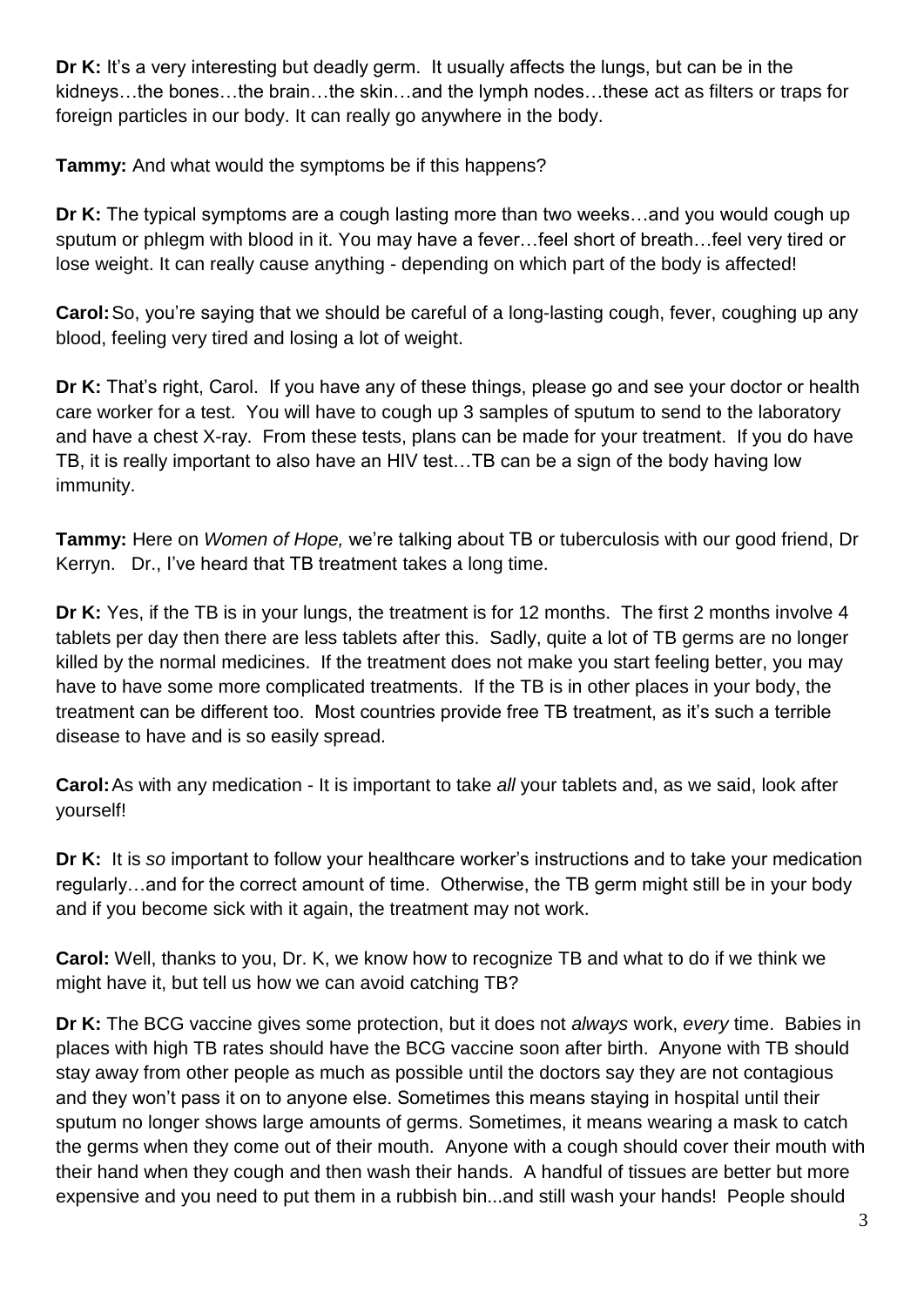**Dr K:** It's a very interesting but deadly germ. It usually affects the lungs, but can be in the kidneys…the bones…the brain…the skin…and the lymph nodes…these act as filters or traps for foreign particles in our body. It can really go anywhere in the body.

**Tammy:** And what would the symptoms be if this happens?

**Dr K:** The typical symptoms are a cough lasting more than two weeks…and you would cough up sputum or phlegm with blood in it. You may have a fever…feel short of breath…feel very tired or lose weight. It can really cause anything - depending on which part of the body is affected!

**Carol:** So, you're saying that we should be careful of a long-lasting cough, fever, coughing up any blood, feeling very tired and losing a lot of weight.

**Dr K:** That's right, Carol. If you have any of these things, please go and see your doctor or health care worker for a test. You will have to cough up 3 samples of sputum to send to the laboratory and have a chest X-ray. From these tests, plans can be made for your treatment. If you do have TB, it is really important to also have an HIV test…TB can be a sign of the body having low immunity.

**Tammy:** Here on *Women of Hope,* we're talking about TB or tuberculosis with our good friend, Dr Kerryn. Dr., I've heard that TB treatment takes a long time.

**Dr K:** Yes, if the TB is in your lungs, the treatment is for 12 months. The first 2 months involve 4 tablets per day then there are less tablets after this. Sadly, quite a lot of TB germs are no longer killed by the normal medicines. If the treatment does not make you start feeling better, you may have to have some more complicated treatments. If the TB is in other places in your body, the treatment can be different too. Most countries provide free TB treatment, as it's such a terrible disease to have and is so easily spread.

**Carol:** As with any medication - It is important to take *all* your tablets and, as we said, look after yourself!

**Dr K:** It is *so* important to follow your healthcare worker's instructions and to take your medication regularly…and for the correct amount of time. Otherwise, the TB germ might still be in your body and if you become sick with it again, the treatment may not work.

**Carol:** Well, thanks to you, Dr. K, we know how to recognize TB and what to do if we think we might have it, but tell us how we can avoid catching TB?

**Dr K:** The BCG vaccine gives some protection, but it does not *always* work, *every* time. Babies in places with high TB rates should have the BCG vaccine soon after birth. Anyone with TB should stay away from other people as much as possible until the doctors say they are not contagious and they won't pass it on to anyone else. Sometimes this means staying in hospital until their sputum no longer shows large amounts of germs. Sometimes, it means wearing a mask to catch the germs when they come out of their mouth. Anyone with a cough should cover their mouth with their hand when they cough and then wash their hands. A handful of tissues are better but more expensive and you need to put them in a rubbish bin...and still wash your hands! People should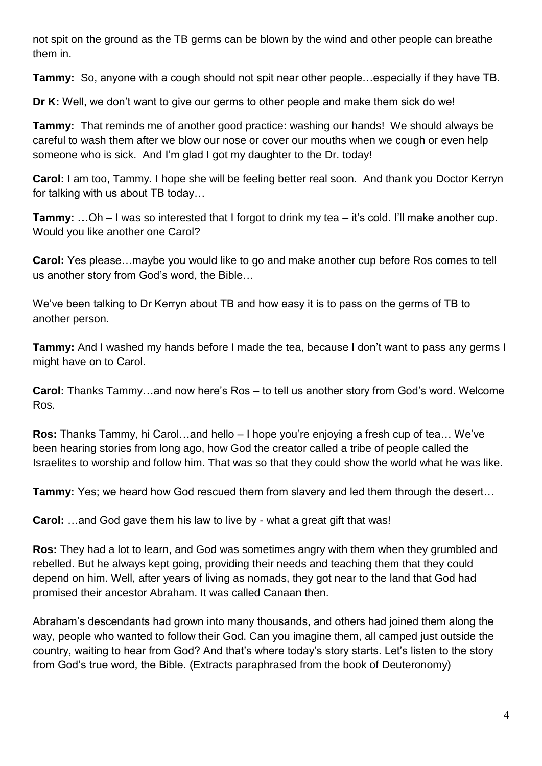not spit on the ground as the TB germs can be blown by the wind and other people can breathe them in.

**Tammy:** So, anyone with a cough should not spit near other people…especially if they have TB.

**Dr K:** Well, we don't want to give our germs to other people and make them sick do we!

**Tammy:** That reminds me of another good practice: washing our hands! We should always be careful to wash them after we blow our nose or cover our mouths when we cough or even help someone who is sick. And I'm glad I got my daughter to the Dr. today!

**Carol:** I am too, Tammy. I hope she will be feeling better real soon. And thank you Doctor Kerryn for talking with us about TB today…

**Tammy: …**Oh – I was so interested that I forgot to drink my tea – it's cold. I'll make another cup. Would you like another one Carol?

**Carol:** Yes please…maybe you would like to go and make another cup before Ros comes to tell us another story from God's word, the Bible…

We've been talking to Dr Kerryn about TB and how easy it is to pass on the germs of TB to another person.

**Tammy:** And I washed my hands before I made the tea, because I don't want to pass any germs I might have on to Carol.

**Carol:** Thanks Tammy…and now here's Ros – to tell us another story from God's word. Welcome Ros.

**Ros:** Thanks Tammy, hi Carol…and hello – I hope you're enjoying a fresh cup of tea… We've been hearing stories from long ago, how God the creator called a tribe of people called the Israelites to worship and follow him. That was so that they could show the world what he was like.

**Tammy:** Yes; we heard how God rescued them from slavery and led them through the desert…

**Carol:** …and God gave them his law to live by - what a great gift that was!

**Ros:** They had a lot to learn, and God was sometimes angry with them when they grumbled and rebelled. But he always kept going, providing their needs and teaching them that they could depend on him. Well, after years of living as nomads, they got near to the land that God had promised their ancestor Abraham. It was called Canaan then.

Abraham's descendants had grown into many thousands, and others had joined them along the way, people who wanted to follow their God. Can you imagine them, all camped just outside the country, waiting to hear from God? And that's where today's story starts. Let's listen to the story from God's true word, the Bible. (Extracts paraphrased from the book of Deuteronomy)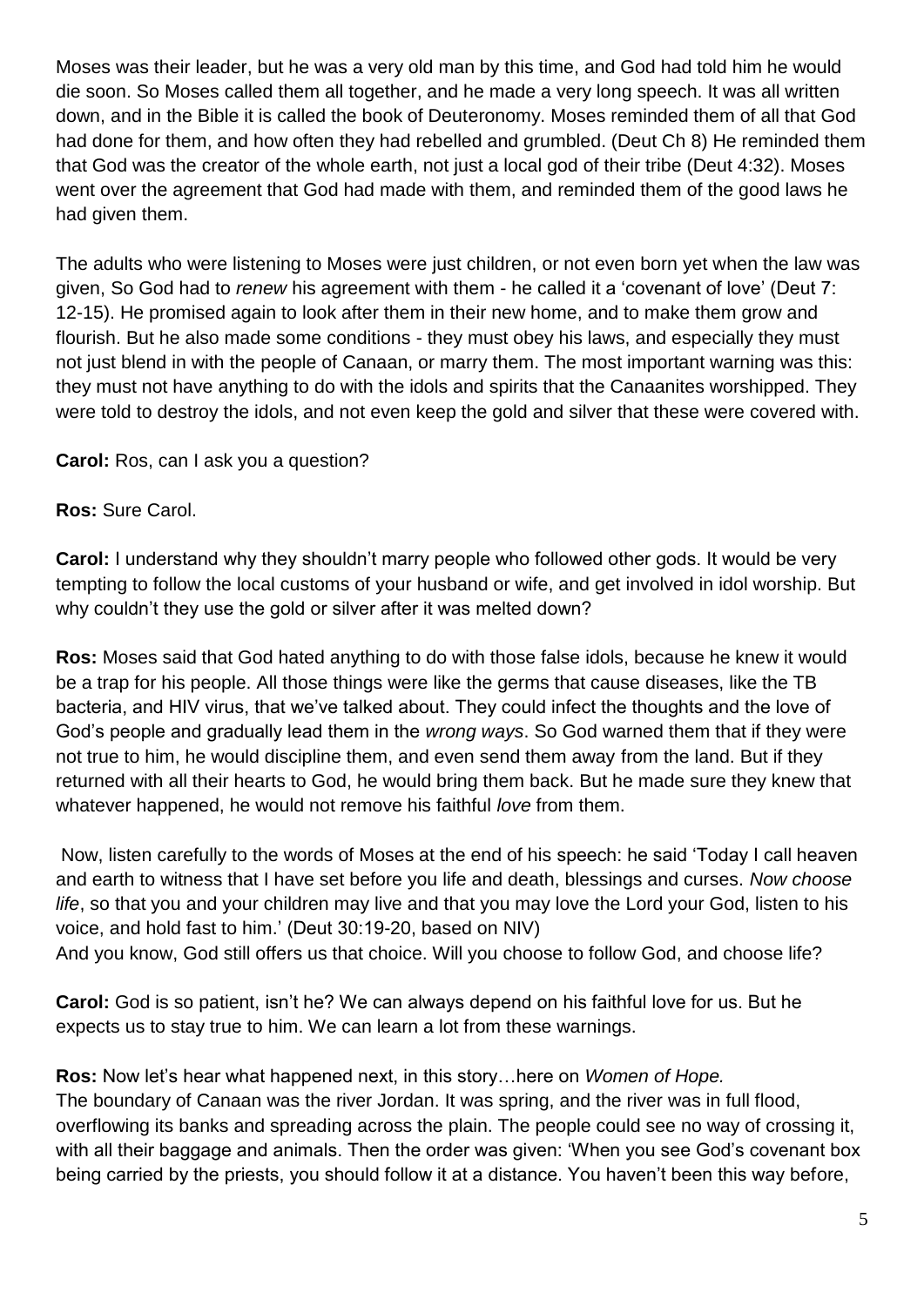Moses was their leader, but he was a very old man by this time, and God had told him he would die soon. So Moses called them all together, and he made a very long speech. It was all written down, and in the Bible it is called the book of Deuteronomy. Moses reminded them of all that God had done for them, and how often they had rebelled and grumbled. (Deut Ch 8) He reminded them that God was the creator of the whole earth, not just a local god of their tribe (Deut 4:32). Moses went over the agreement that God had made with them, and reminded them of the good laws he had given them.

The adults who were listening to Moses were just children, or not even born yet when the law was given, So God had to *renew* his agreement with them - he called it a 'covenant of love' (Deut 7: 12-15). He promised again to look after them in their new home, and to make them grow and flourish. But he also made some conditions - they must obey his laws, and especially they must not just blend in with the people of Canaan, or marry them. The most important warning was this: they must not have anything to do with the idols and spirits that the Canaanites worshipped. They were told to destroy the idols, and not even keep the gold and silver that these were covered with.

**Carol:** Ros, can I ask you a question?

**Ros:** Sure Carol.

**Carol:** I understand why they shouldn't marry people who followed other gods. It would be very tempting to follow the local customs of your husband or wife, and get involved in idol worship. But why couldn't they use the gold or silver after it was melted down?

**Ros:** Moses said that God hated anything to do with those false idols, because he knew it would be a trap for his people. All those things were like the germs that cause diseases, like the TB bacteria, and HIV virus, that we've talked about. They could infect the thoughts and the love of God's people and gradually lead them in the *wrong ways*. So God warned them that if they were not true to him, he would discipline them, and even send them away from the land. But if they returned with all their hearts to God, he would bring them back. But he made sure they knew that whatever happened, he would not remove his faithful *love* from them.

Now, listen carefully to the words of Moses at the end of his speech: he said 'Today I call heaven and earth to witness that I have set before you life and death, blessings and curses. *Now choose life*, so that you and your children may live and that you may love the Lord your God, listen to his voice, and hold fast to him.' (Deut 30:19-20, based on NIV)
And you know, God still offers us that choice. Will you choose to follow God, and choose life?

**Carol:** God is so patient, isn't he? We can always depend on his faithful love for us. But he expects us to stay true to him. We can learn a lot from these warnings.

**Ros:** Now let's hear what happened next, in this story…here on *Women of Hope.*
The boundary of Canaan was the river Jordan. It was spring, and the river was in full flood, overflowing its banks and spreading across the plain. The people could see no way of crossing it, with all their baggage and animals. Then the order was given: 'When you see God's covenant box being carried by the priests, you should follow it at a distance. You haven't been this way before,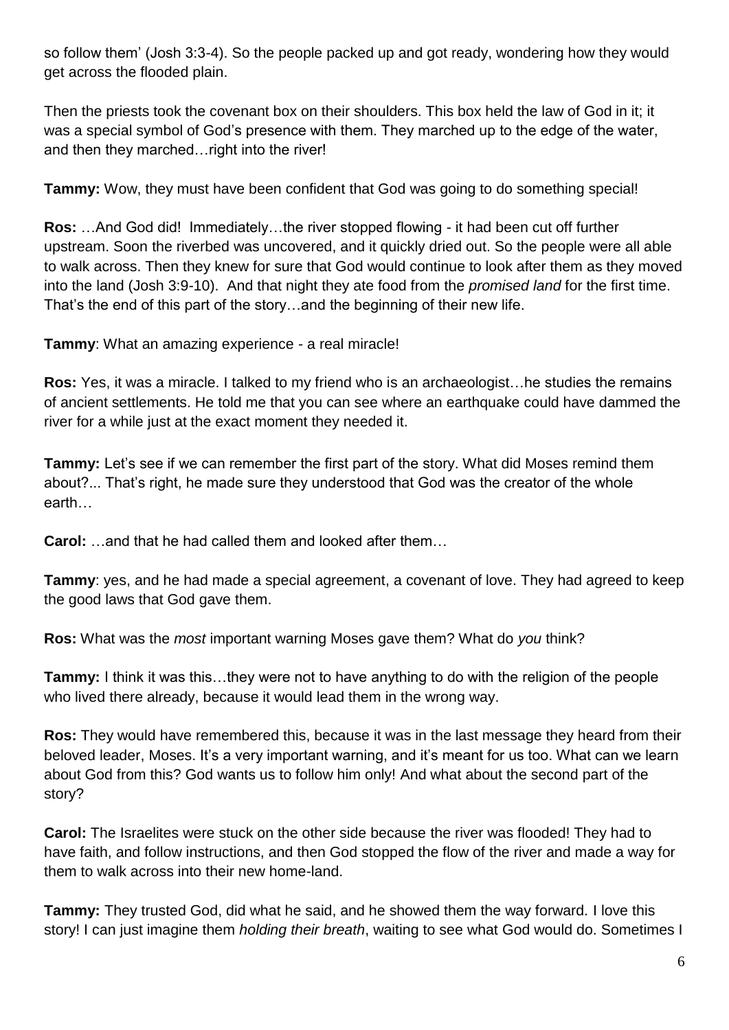so follow them' (Josh 3:3-4). So the people packed up and got ready, wondering how they would get across the flooded plain.

Then the priests took the covenant box on their shoulders. This box held the law of God in it; it was a special symbol of God's presence with them. They marched up to the edge of the water, and then they marched…right into the river!

**Tammy:** Wow, they must have been confident that God was going to do something special!

**Ros:** …And God did! Immediately…the river stopped flowing - it had been cut off further upstream. Soon the riverbed was uncovered, and it quickly dried out. So the people were all able to walk across. Then they knew for sure that God would continue to look after them as they moved into the land (Josh 3:9-10). And that night they ate food from the *promised land* for the first time. That's the end of this part of the story…and the beginning of their new life.

**Tammy**: What an amazing experience - a real miracle!

**Ros:** Yes, it was a miracle. I talked to my friend who is an archaeologist…he studies the remains of ancient settlements. He told me that you can see where an earthquake could have dammed the river for a while just at the exact moment they needed it.

**Tammy:** Let's see if we can remember the first part of the story. What did Moses remind them about?... That's right, he made sure they understood that God was the creator of the whole earth…

**Carol:** …and that he had called them and looked after them…

**Tammy**: yes, and he had made a special agreement, a covenant of love. They had agreed to keep the good laws that God gave them.

**Ros:** What was the *most* important warning Moses gave them? What do *you* think?

**Tammy:** I think it was this…they were not to have anything to do with the religion of the people who lived there already, because it would lead them in the wrong way.

**Ros:** They would have remembered this, because it was in the last message they heard from their beloved leader, Moses. It's a very important warning, and it's meant for us too. What can we learn about God from this? God wants us to follow him only! And what about the second part of the story?

**Carol:** The Israelites were stuck on the other side because the river was flooded! They had to have faith, and follow instructions, and then God stopped the flow of the river and made a way for them to walk across into their new home-land.

**Tammy:** They trusted God, did what he said, and he showed them the way forward. I love this story! I can just imagine them *holding their breath*, waiting to see what God would do. Sometimes I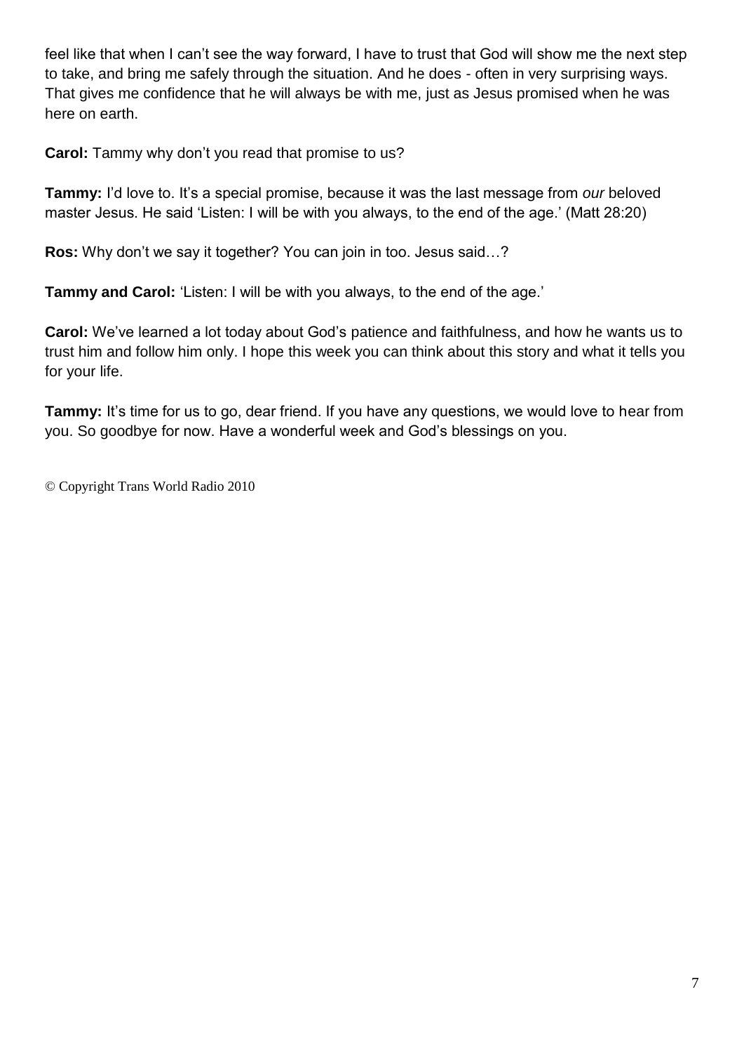feel like that when I can't see the way forward, I have to trust that God will show me the next step to take, and bring me safely through the situation. And he does - often in very surprising ways. That gives me confidence that he will always be with me, just as Jesus promised when he was here on earth.

**Carol:** Tammy why don't you read that promise to us?

**Tammy:** I'd love to. It's a special promise, because it was the last message from *our* beloved master Jesus. He said 'Listen: I will be with you always, to the end of the age.' (Matt 28:20)

**Ros:** Why don't we say it together? You can join in too. Jesus said…?

**Tammy and Carol:** 'Listen: I will be with you always, to the end of the age.'

**Carol:** We've learned a lot today about God's patience and faithfulness, and how he wants us to trust him and follow him only. I hope this week you can think about this story and what it tells you for your life.

**Tammy:** It's time for us to go, dear friend. If you have any questions, we would love to hear from you. So goodbye for now. Have a wonderful week and God's blessings on you.

© Copyright Trans World Radio 2010